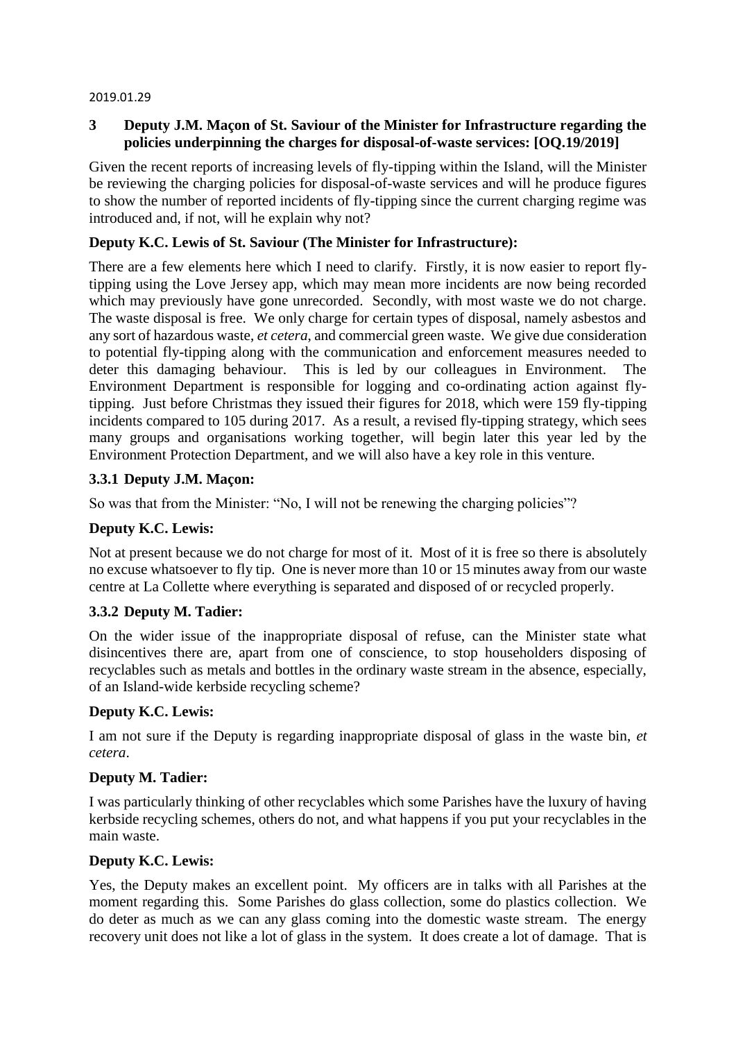2019.01.29

### 3 Deputy J.M. Maçon of St. Saviour of the Minister for Infrastructure regarding the policies underpinning the charges for disposal-of-waste services: [OQ.19/2019]

Given the recent reports of increasing levels of fly-tipping within the Island, will the Minister be reviewing the charging policies for disposal-of-waste services and will he produce figures to show the number of reported incidents of fly-tipping since the current charging regime was introduced and, if not, will he explain why not?

**Deputy K.C. Lewis of St. Saviour (The Minister for Infrastructure):**

There are a few elements here which I need to clarify. Firstly, it is now easier to report fly-tipping using the Love Jersey app, which may mean more incidents are now being recorded which may previously have gone unrecorded. Secondly, with most waste we do not charge. The waste disposal is free. We only charge for certain types of disposal, namely asbestos and any sort of hazardous waste, *et cetera*, and commercial green waste. We give due consideration to potential fly-tipping along with the communication and enforcement measures needed to deter this damaging behaviour. This is led by our colleagues in Environment. The Environment Department is responsible for logging and co-ordinating action against fly-tipping. Just before Christmas they issued their figures for 2018, which were 159 fly-tipping incidents compared to 105 during 2017. As a result, a revised fly-tipping strategy, which sees many groups and organisations working together, will begin later this year led by the Environment Protection Department, and we will also have a key role in this venture.

#### 3.3.1 Deputy J.M. Maçon:

So was that from the Minister: "No, I will not be renewing the charging policies"?

**Deputy K.C. Lewis:**

Not at present because we do not charge for most of it. Most of it is free so there is absolutely no excuse whatsoever to fly tip. One is never more than 10 or 15 minutes away from our waste centre at La Collette where everything is separated and disposed of or recycled properly.

#### 3.3.2 Deputy M. Tadier:

On the wider issue of the inappropriate disposal of refuse, can the Minister state what disincentives there are, apart from one of conscience, to stop householders disposing of recyclables such as metals and bottles in the ordinary waste stream in the absence, especially, of an Island-wide kerbside recycling scheme?

**Deputy K.C. Lewis:**

I am not sure if the Deputy is regarding inappropriate disposal of glass in the waste bin, *et cetera*.

**Deputy M. Tadier:**

I was particularly thinking of other recyclables which some Parishes have the luxury of having kerbside recycling schemes, others do not, and what happens if you put your recyclables in the main waste.

**Deputy K.C. Lewis:**

Yes, the Deputy makes an excellent point. My officers are in talks with all Parishes at the moment regarding this. Some Parishes do glass collection, some do plastics collection. We do deter as much as we can any glass coming into the domestic waste stream. The energy recovery unit does not like a lot of glass in the system. It does create a lot of damage. That is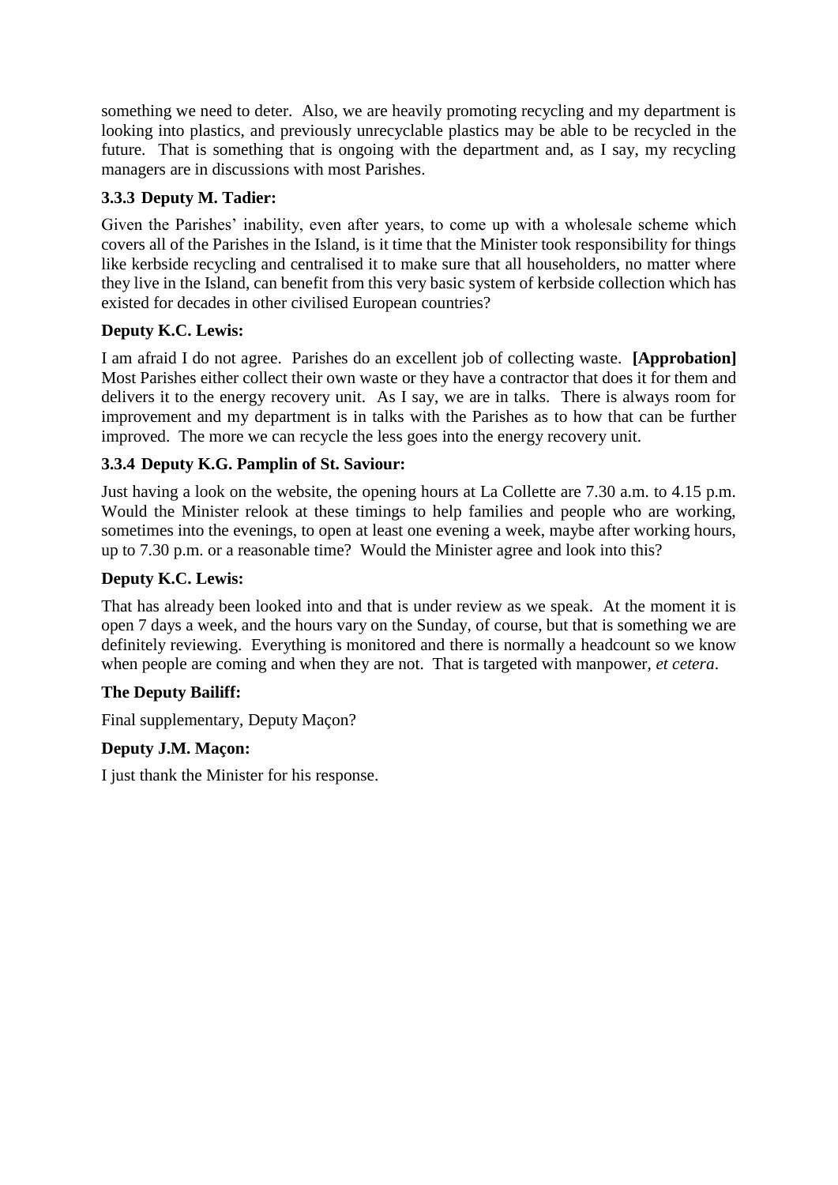something we need to deter. Also, we are heavily promoting recycling and my department is looking into plastics, and previously unrecyclable plastics may be able to be recycled in the future. That is something that is ongoing with the department and, as I say, my recycling managers are in discussions with most Parishes.

### 3.3.3 Deputy M. Tadier:

Given the Parishes' inability, even after years, to come up with a wholesale scheme which covers all of the Parishes in the Island, is it time that the Minister took responsibility for things like kerbside recycling and centralised it to make sure that all householders, no matter where they live in the Island, can benefit from this very basic system of kerbside collection which has existed for decades in other civilised European countries?

**Deputy K.C. Lewis:**

I am afraid I do not agree. Parishes do an excellent job of collecting waste. **[Approbation]** Most Parishes either collect their own waste or they have a contractor that does it for them and delivers it to the energy recovery unit. As I say, we are in talks. There is always room for improvement and my department is in talks with the Parishes as to how that can be further improved. The more we can recycle the less goes into the energy recovery unit.

### 3.3.4 Deputy K.G. Pamplin of St. Saviour:

Just having a look on the website, the opening hours at La Collette are 7.30 a.m. to 4.15 p.m. Would the Minister relook at these timings to help families and people who are working, sometimes into the evenings, to open at least one evening a week, maybe after working hours, up to 7.30 p.m. or a reasonable time? Would the Minister agree and look into this?

**Deputy K.C. Lewis:**

That has already been looked into and that is under review as we speak. At the moment it is open 7 days a week, and the hours vary on the Sunday, of course, but that is something we are definitely reviewing. Everything is monitored and there is normally a headcount so we know when people are coming and when they are not. That is targeted with manpower, *et cetera*.

**The Deputy Bailiff:**

Final supplementary, Deputy Maçon?

**Deputy J.M. Maçon:**

I just thank the Minister for his response.